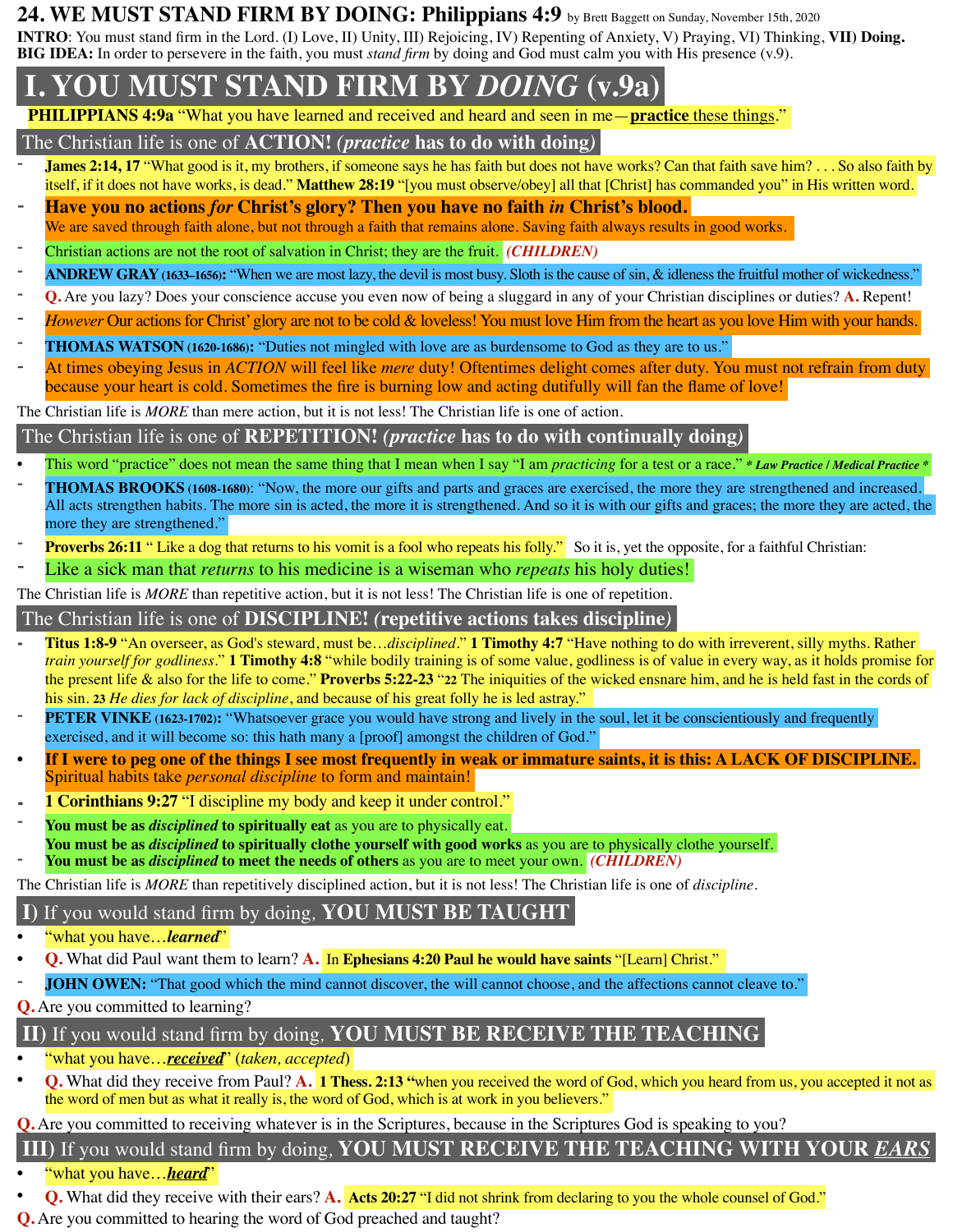# 24. WE MUST STAND FIRM BY DOING: Philippians 4:9 by Brett Baggett on Sunday, November 15th, 2020

**INTRO**: You must stand firm in the Lord. (I) Love, II) Unity, III) Rejoicing, IV) Repenting of Anxiety, V) Praying, VI) Thinking, **VII) Doing.**

**BIG IDEA:** In order to persevere in the faith, you must *stand firm* by doing and God must calm you with His presence (v.9).

# I. YOU MUST STAND FIRM BY *DOING* (v.9a)

**PHILIPPIANS 4:9a** "What you have learned and received and heard and seen in me—**practice** these things."

## The Christian life is one of ACTION! *(practice has to do with doing)*

- **James 2:14, 17** "What good is it, my brothers, if someone says he has faith but does not have works? Can that faith save him? . . . So also faith by itself, if it does not have works, is dead." **Matthew 28:19** "[you must observe/obey] all that [Christ] has commanded you" in His written word.
- **Have you no actions *for* Christ's glory? Then you have no faith *in* Christ's blood.** We are saved through faith alone, but not through a faith that remains alone. Saving faith always results in good works.
- Christian actions are not the root of salvation in Christ; they are the fruit. ***(CHILDREN)***
- **ANDREW GRAY (1633–1656):** "When we are most lazy, the devil is most busy. Sloth is the cause of sin, & idleness the fruitful mother of wickedness."
- **Q.** Are you lazy? Does your conscience accuse you even now of being a sluggard in any of your Christian disciplines or duties? **A.** Repent!
- *However* Our actions for Christ' glory are not to be cold & loveless! You must love Him from the heart as you love Him with your hands.
- **THOMAS WATSON (1620-1686):** "Duties not mingled with love are as burdensome to God as they are to us."
- At times obeying Jesus in *ACTION* will feel like *mere* duty! Oftentimes delight comes after duty. You must not refrain from duty because your heart is cold. Sometimes the fire is burning low and acting dutifully will fan the flame of love!

The Christian life is *MORE* than mere action, but it is not less! The Christian life is one of action.

## The Christian life is one of REPETITION! *(practice has to do with continually doing)*

- This word "practice" does not mean the same thing that I mean when I say "I am *practicing* for a test or a race." ***\* Law Practice / Medical Practice \****
- **THOMAS BROOKS (1608-1680)**: "Now, the more our gifts and parts and graces are exercised, the more they are strengthened and increased. All acts strengthen habits. The more sin is acted, the more it is strengthened. And so it is with our gifts and graces; the more they are acted, the more they are strengthened."
- **Proverbs 26:11** " Like a dog that returns to his vomit is a fool who repeats his folly." So it is, yet the opposite, for a faithful Christian:
- Like a sick man that *returns* to his medicine is a wiseman who *repeats* his holy duties!

The Christian life is *MORE* than repetitive action, but it is not less! The Christian life is one of repetition.

## The Christian life is one of DISCIPLINE! *(repetitive actions takes discipline)*

- **Titus 1:8-9** "An overseer, as God's steward, must be…*disciplined*." **1 Timothy 4:7** "Have nothing to do with irreverent, silly myths. Rather *train yourself for godliness*." **1 Timothy 4:8** "while bodily training is of some value, godliness is of value in every way, as it holds promise for the present life & also for the life to come." **Proverbs 5:22-23** "**22** The iniquities of the wicked ensnare him, and he is held fast in the cords of his sin. **23** *He dies for lack of discipline*, and because of his great folly he is led astray."
- **PETER VINKE (1623-1702):** "Whatsoever grace you would have strong and lively in the soul, let it be conscientiously and frequently exercised, and it will become so: this hath many a [proof] amongst the children of God."
- **If I were to peg one of the things I see most frequently in weak or immature saints, it is this: A LACK OF DISCIPLINE.** Spiritual habits take *personal discipline* to form and maintain!
- **1 Corinthians 9:27** "I discipline my body and keep it under control."
- **You must be as *disciplined* to spiritually eat** as you are to physically eat. **You must be as *disciplined* to spiritually clothe yourself with good works** as you are to physically clothe yourself.
- **You must be as *disciplined* to meet the needs of others** as you are to meet your own. ***(CHILDREN)***

The Christian life is *MORE* than repetitively disciplined action, but it is not less! The Christian life is one of *discipline*.

## I) If you would stand firm by doing, YOU MUST BE TAUGHT

- "what you have…***learned***"
- **Q.** What did Paul want them to learn? **A.** In **Ephesians 4:20 Paul he would have saints** "[Learn] Christ."
- **JOHN OWEN:** "That good which the mind cannot discover, the will cannot choose, and the affections cannot cleave to."

**Q.** Are you committed to learning?

## II) If you would stand firm by doing, YOU MUST BE RECEIVE THE TEACHING

- "what you have…***received***" (*taken, accepted*)
- **Q.** What did they receive from Paul? **A.** **1 Thess. 2:13** "when you received the word of God, which you heard from us, you accepted it not as the word of men but as what it really is, the word of God, which is at work in you believers."

**Q.** Are you committed to receiving whatever is in the Scriptures, because in the Scriptures God is speaking to you?

## III) If you would stand firm by doing, YOU MUST RECEIVE THE TEACHING WITH YOUR *EARS*

- "what you have…***heard***"
- **Q.** What did they receive with their ears? **A.** **Acts 20:27** "I did not shrink from declaring to you the whole counsel of God."

**Q.** Are you committed to hearing the word of God preached and taught?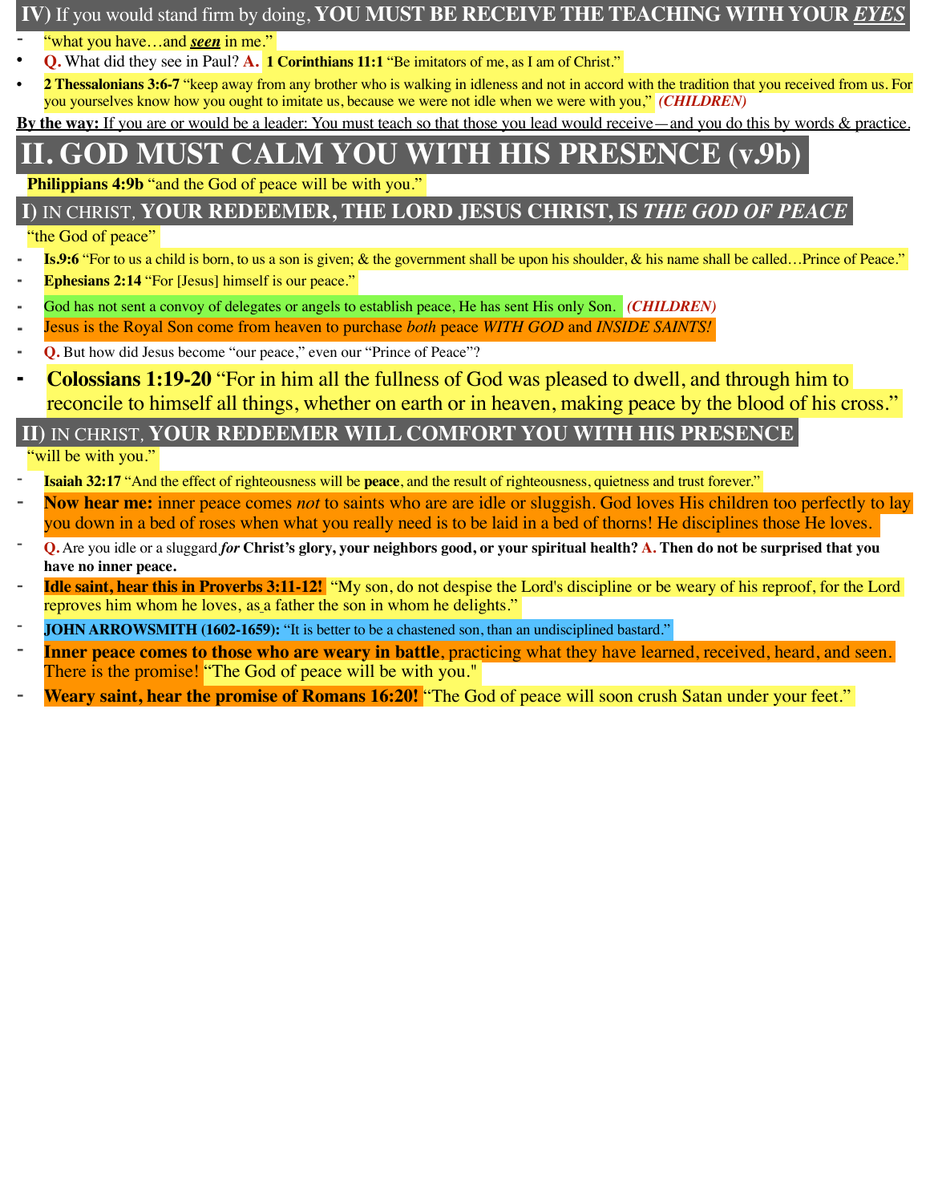### IV) If you would stand firm by doing, **YOU MUST BE RECEIVE THE TEACHING WITH YOUR *EYES***

- "what you have…and ***seen*** in me."
- **Q.** What did they see in Paul? **A.** **1 Corinthians 11:1** "Be imitators of me, as I am of Christ."
- **2 Thessalonians 3:6-7** "keep away from any brother who is walking in idleness and not in accord with the tradition that you received from us. For you yourselves know how you ought to imitate us, because we were not idle when we were with you," ***(CHILDREN)***

**By the way:** If you are or would be a leader: You must teach so that those you lead would receive—and you do this by words & practice.

# II. GOD MUST CALM YOU WITH HIS PRESENCE (v.9b)

**Philippians 4:9b** "and the God of peace will be with you."

### I) IN CHRIST, **YOUR REDEEMER, THE LORD JESUS CHRIST, IS *THE GOD OF PEACE***

"the God of peace"

- **Is.9:6** "For to us a child is born, to us a son is given; & the government shall be upon his shoulder, & his name shall be called…Prince of Peace."
- **Ephesians 2:14** "For [Jesus] himself is our peace."
- God has not sent a convoy of delegates or angels to establish peace, He has sent His only Son. ***(CHILDREN)***
- Jesus is the Royal Son come from heaven to purchase *both* peace *WITH GOD* and *INSIDE SAINTS!*
- **Q.** But how did Jesus become "our peace," even our "Prince of Peace"?
- **Colossians 1:19-20** "For in him all the fullness of God was pleased to dwell, and through him to reconcile to himself all things, whether on earth or in heaven, making peace by the blood of his cross."

### II) IN CHRIST, **YOUR REDEEMER WILL COMFORT YOU WITH HIS PRESENCE**

"will be with you."

- **Isaiah 32:17** "And the effect of righteousness will be **peace**, and the result of righteousness, quietness and trust forever."
- **Now hear me:** inner peace comes *not* to saints who are are idle or sluggish. God loves His children too perfectly to lay you down in a bed of roses when what you really need is to be laid in a bed of thorns! He disciplines those He loves.
- **Q.** Are you idle or a sluggard ***for*** **Christ's glory, your neighbors good, or your spiritual health? A. Then do not be surprised that you have no inner peace.**
- **Idle saint, hear this in Proverbs 3:11-12!** "My son, do not despise the Lord's discipline or be weary of his reproof, for the Lord reproves him whom he loves, as a father the son in whom he delights."
- **JOHN ARROWSMITH (1602-1659):** "It is better to be a chastened son, than an undisciplined bastard."
- **Inner peace comes to those who are weary in battle**, practicing what they have learned, received, heard, and seen. There is the promise! "The God of peace will be with you."
- **Weary saint, hear the promise of Romans 16:20!** "The God of peace will soon crush Satan under your feet."